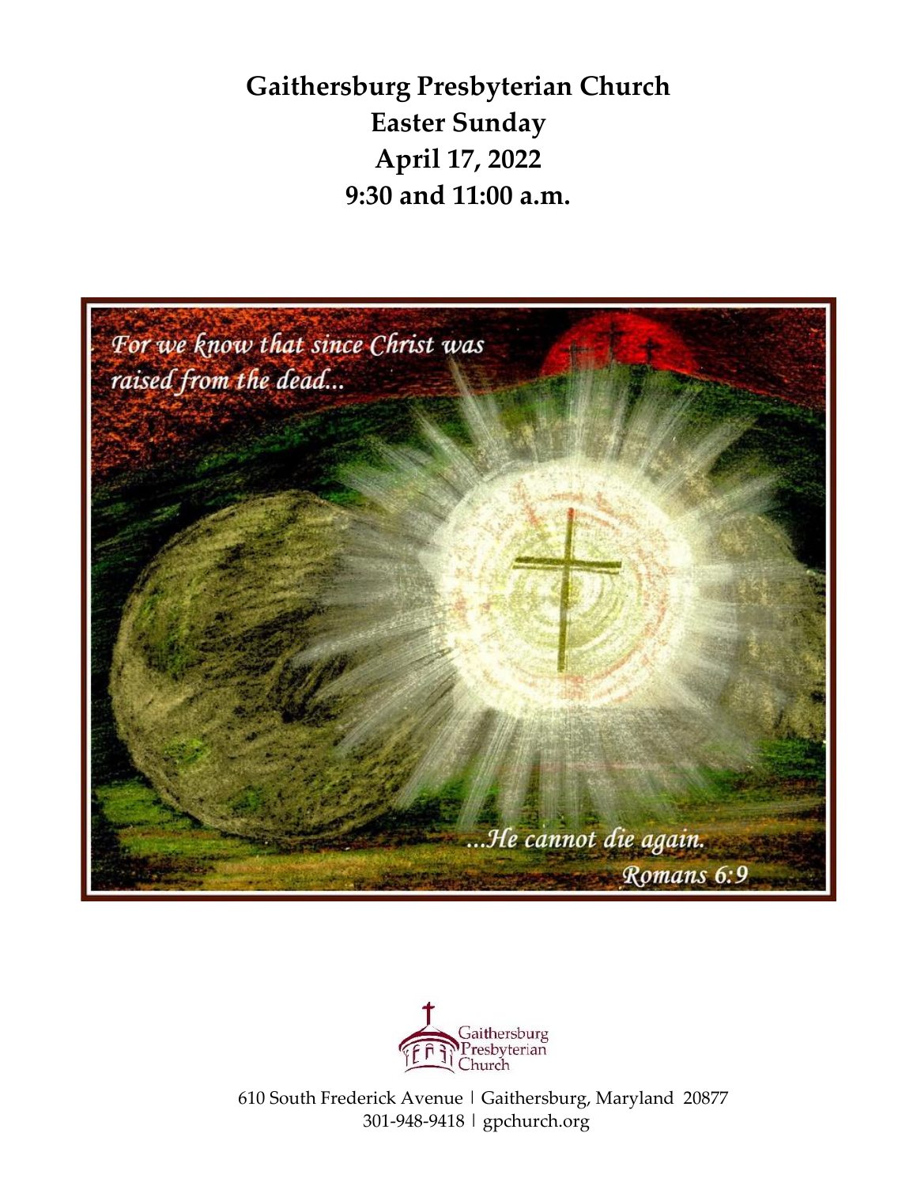# Gaithersburg Presbyterian Church
## Easter Sunday
## April 17, 2022
## 9:30 and 11:00 a.m.

*For we know that since Christ was raised from the dead...*

*...He cannot die again.*
*Romans 6:9*

Gaithersburg Presbyterian Church

610 South Frederick Avenue | Gaithersburg, Maryland 20877
301-948-9418 | gpchurch.org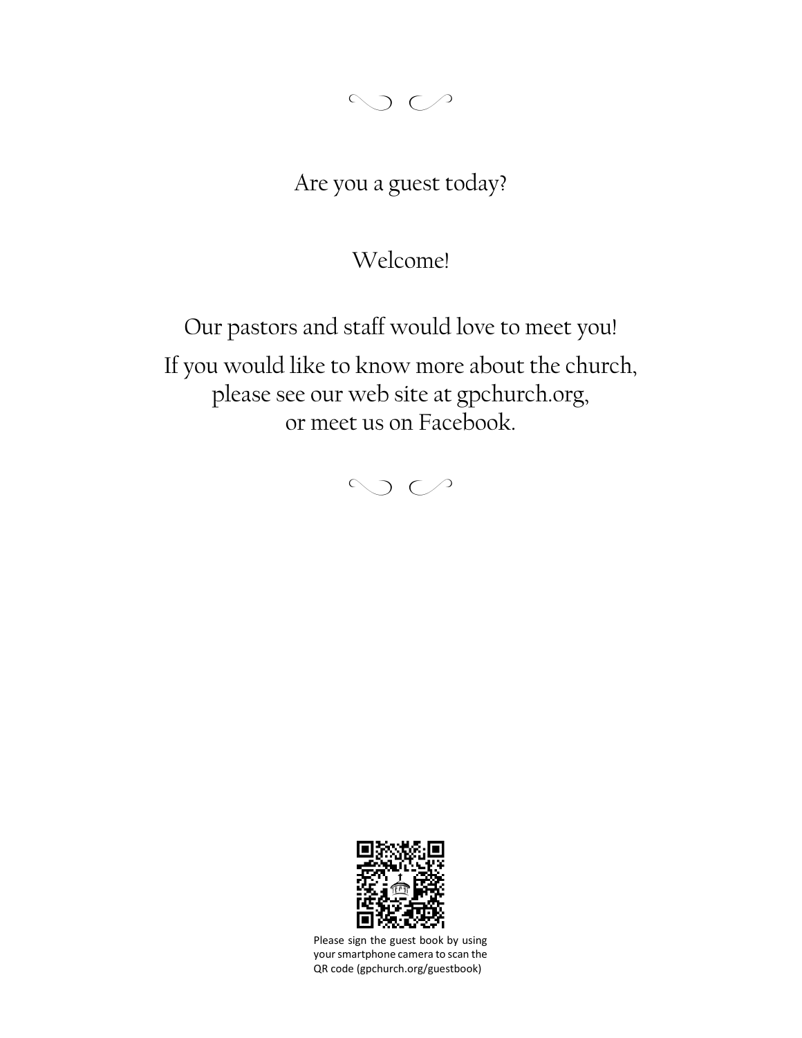Are you a guest today?

Welcome!

Our pastors and staff would love to meet you!

If you would like to know more about the church,
please see our web site at gpchurch.org,
or meet us on Facebook.

Please sign the guest book by using your smartphone camera to scan the QR code (gpchurch.org/guestbook)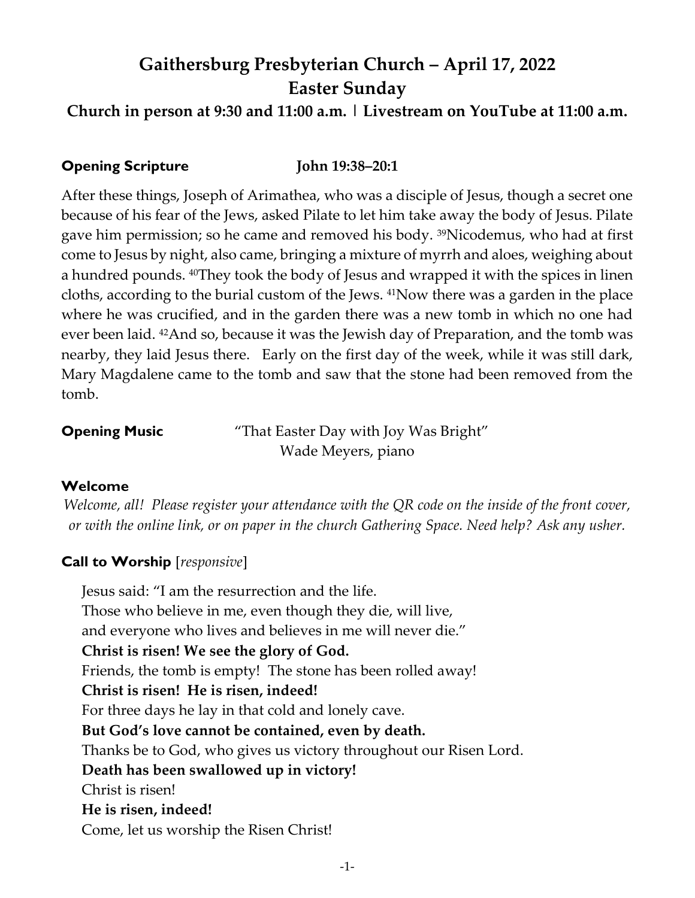# Gaithersburg Presbyterian Church – April 17, 2022
# Easter Sunday

### Church in person at 9:30 and 11:00 a.m. | Livestream on YouTube at 11:00 a.m.

**Opening Scripture** **John 19:38–20:1**

After these things, Joseph of Arimathea, who was a disciple of Jesus, though a secret one because of his fear of the Jews, asked Pilate to let him take away the body of Jesus. Pilate gave him permission; so he came and removed his body. [39]Nicodemus, who had at first come to Jesus by night, also came, bringing a mixture of myrrh and aloes, weighing about a hundred pounds. [40]They took the body of Jesus and wrapped it with the spices in linen cloths, according to the burial custom of the Jews. [41]Now there was a garden in the place where he was crucified, and in the garden there was a new tomb in which no one had ever been laid. [42]And so, because it was the Jewish day of Preparation, and the tomb was nearby, they laid Jesus there. Early on the first day of the week, while it was still dark, Mary Magdalene came to the tomb and saw that the stone had been removed from the tomb.

**Opening Music** "That Easter Day with Joy Was Bright"
Wade Meyers, piano

**Welcome**

*Welcome, all! Please register your attendance with the QR code on the inside of the front cover, or with the online link, or on paper in the church Gathering Space. Need help? Ask any usher.*

**Call to Worship** [*responsive*]

Jesus said: "I am the resurrection and the life.
Those who believe in me, even though they die, will live,
and everyone who lives and believes in me will never die."
**Christ is risen! We see the glory of God.**
Friends, the tomb is empty! The stone has been rolled away!
**Christ is risen! He is risen, indeed!**
For three days he lay in that cold and lonely cave.
**But God's love cannot be contained, even by death.**
Thanks be to God, who gives us victory throughout our Risen Lord.
**Death has been swallowed up in victory!**
Christ is risen!
**He is risen, indeed!**
Come, let us worship the Risen Christ!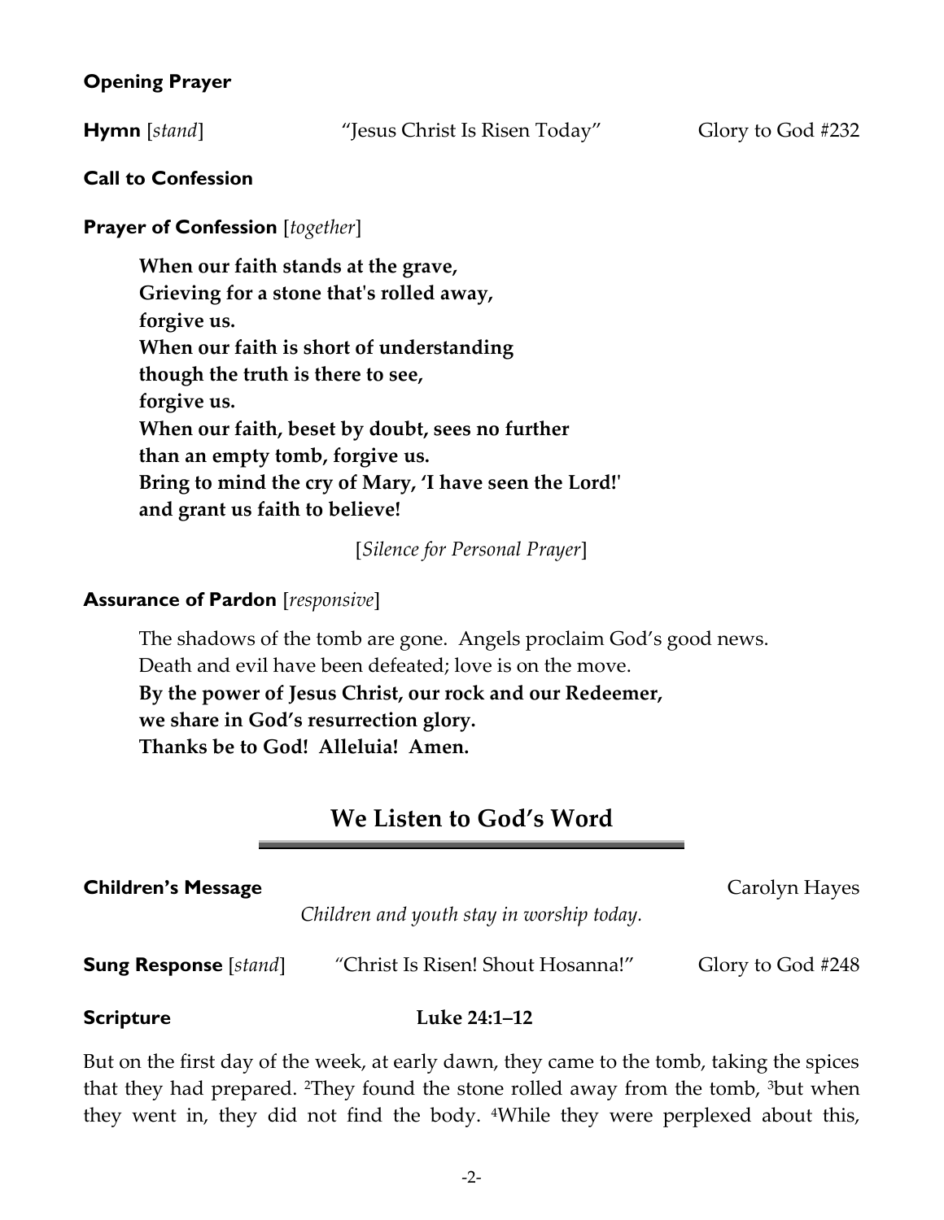**Opening Prayer**

**Hymn** [*stand*] "Jesus Christ Is Risen Today" Glory to God #232

**Call to Confession**

**Prayer of Confession** [*together*]

> **When our faith stands at the grave,**
> **Grieving for a stone that's rolled away,**
> **forgive us.**
> **When our faith is short of understanding**
> **though the truth is there to see,**
> **forgive us.**
> **When our faith, beset by doubt, sees no further**
> **than an empty tomb, forgive us.**
> **Bring to mind the cry of Mary, 'I have seen the Lord!'**
> **and grant us faith to believe!**

[*Silence for Personal Prayer*]

**Assurance of Pardon** [*responsive*]

> The shadows of the tomb are gone. Angels proclaim God's good news.
> Death and evil have been defeated; love is on the move.
> **By the power of Jesus Christ, our rock and our Redeemer,**
> **we share in God's resurrection glory.**
> **Thanks be to God! Alleluia! Amen.**

## We Listen to God's Word

**Children's Message** Carolyn Hayes

*Children and youth stay in worship today.*

**Sung Response** [*stand*] "Christ Is Risen! Shout Hosanna!" Glory to God #248

**Scripture** **Luke 24:1–12**

But on the first day of the week, at early dawn, they came to the tomb, taking the spices that they had prepared. [2]They found the stone rolled away from the tomb, [3]but when they went in, they did not find the body. [4]While they were perplexed about this,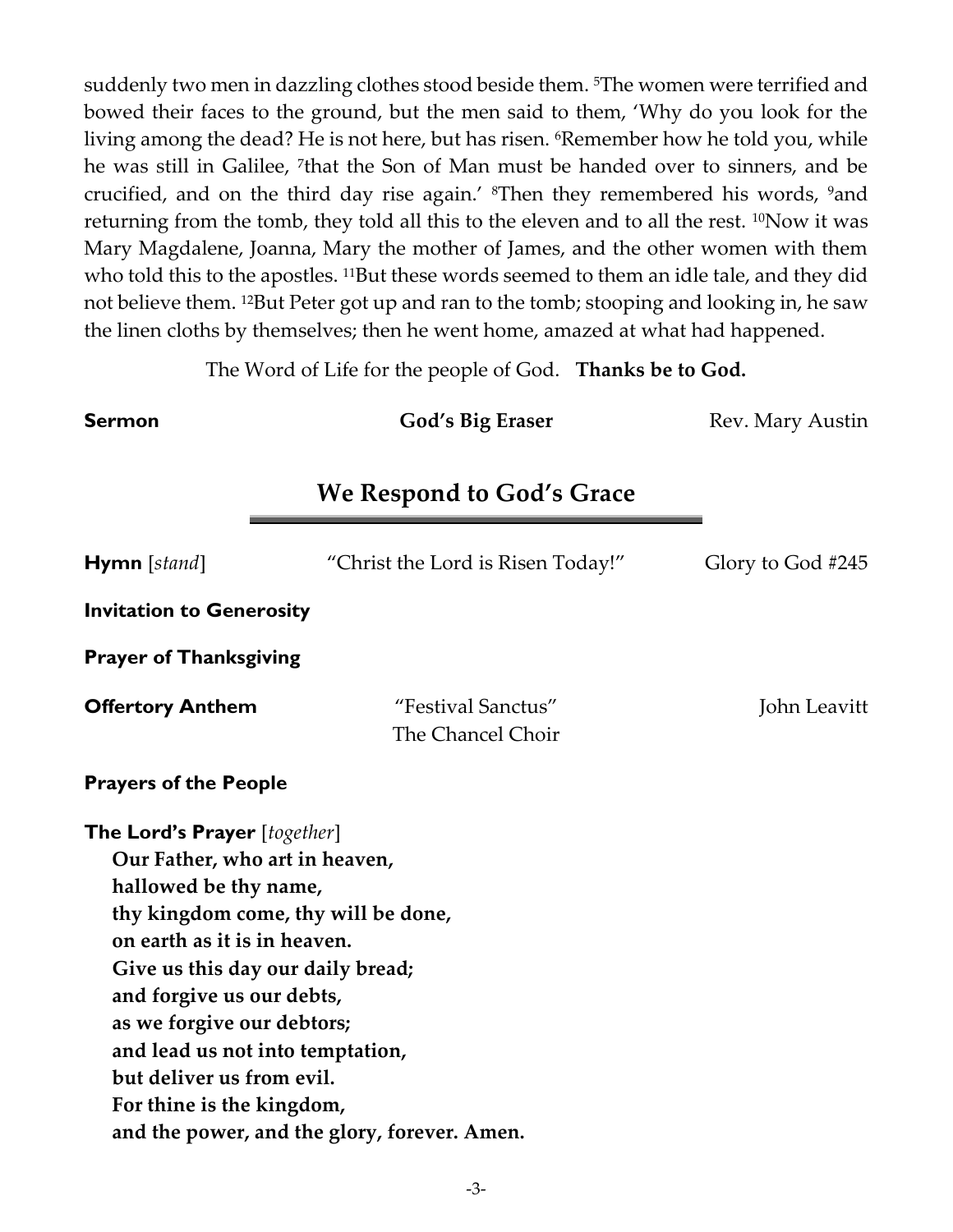suddenly two men in dazzling clothes stood beside them. [5]The women were terrified and bowed their faces to the ground, but the men said to them, 'Why do you look for the living among the dead? He is not here, but has risen. [6]Remember how he told you, while he was still in Galilee, [7]that the Son of Man must be handed over to sinners, and be crucified, and on the third day rise again.' [8]Then they remembered his words, [9]and returning from the tomb, they told all this to the eleven and to all the rest. [10]Now it was Mary Magdalene, Joanna, Mary the mother of James, and the other women with them who told this to the apostles. [11]But these words seemed to them an idle tale, and they did not believe them. [12]But Peter got up and ran to the tomb; stooping and looking in, he saw the linen cloths by themselves; then he went home, amazed at what had happened.

The Word of Life for the people of God. **Thanks be to God.**

**Sermon** **God's Big Eraser** Rev. Mary Austin

## We Respond to God's Grace

**Hymn** [*stand*] "Christ the Lord is Risen Today!" Glory to God #245

**Invitation to Generosity**

**Prayer of Thanksgiving**

**Offertory Anthem** "Festival Sanctus" John Leavitt
The Chancel Choir

**Prayers of the People**

**The Lord's Prayer** [*together*]
**Our Father, who art in heaven,**
**hallowed be thy name,**
**thy kingdom come, thy will be done,**
**on earth as it is in heaven.**
**Give us this day our daily bread;**
**and forgive us our debts,**
**as we forgive our debtors;**
**and lead us not into temptation,**
**but deliver us from evil.**
**For thine is the kingdom,**
**and the power, and the glory, forever. Amen.**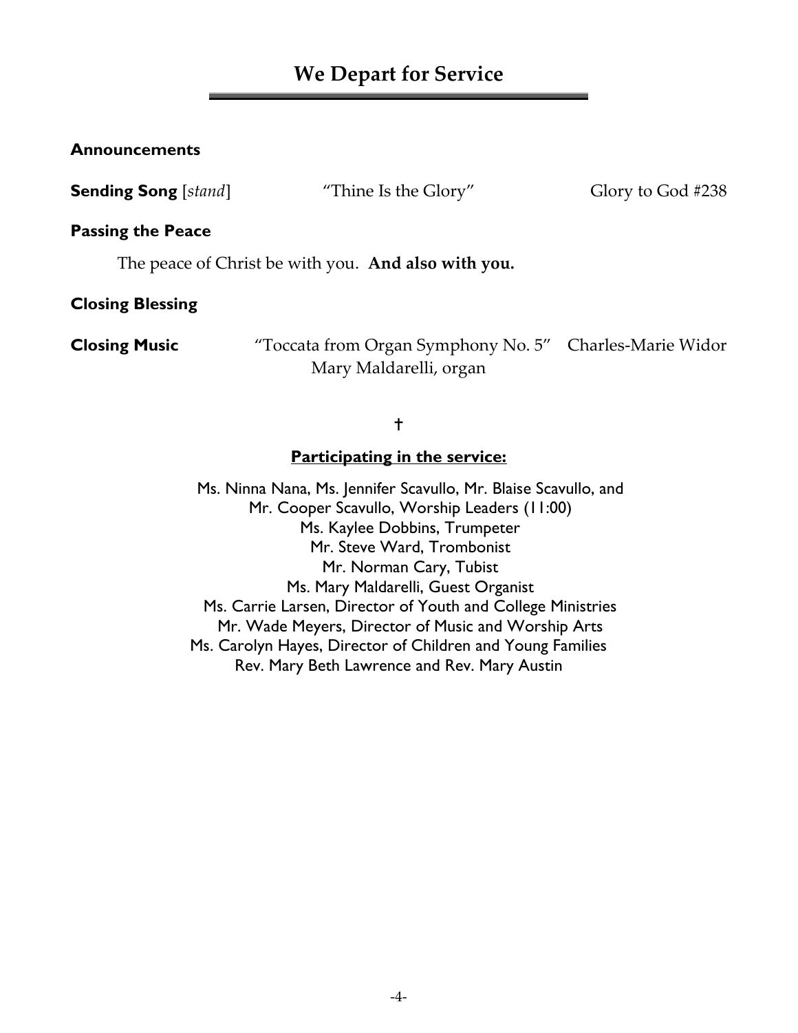# We Depart for Service

**Announcements**

**Sending Song** [*stand*] "Thine Is the Glory" Glory to God #238

**Passing the Peace**

The peace of Christ be with you. **And also with you.**

**Closing Blessing**

**Closing Music** "Toccata from Organ Symphony No. 5" Charles-Marie Widor
Mary Maldarelli, organ

†

**Participating in the service:**

Ms. Ninna Nana, Ms. Jennifer Scavullo, Mr. Blaise Scavullo, and
Mr. Cooper Scavullo, Worship Leaders (11:00)
Ms. Kaylee Dobbins, Trumpeter
Mr. Steve Ward, Trombonist
Mr. Norman Cary, Tubist
Ms. Mary Maldarelli, Guest Organist
Ms. Carrie Larsen, Director of Youth and College Ministries
Mr. Wade Meyers, Director of Music and Worship Arts
Ms. Carolyn Hayes, Director of Children and Young Families
Rev. Mary Beth Lawrence and Rev. Mary Austin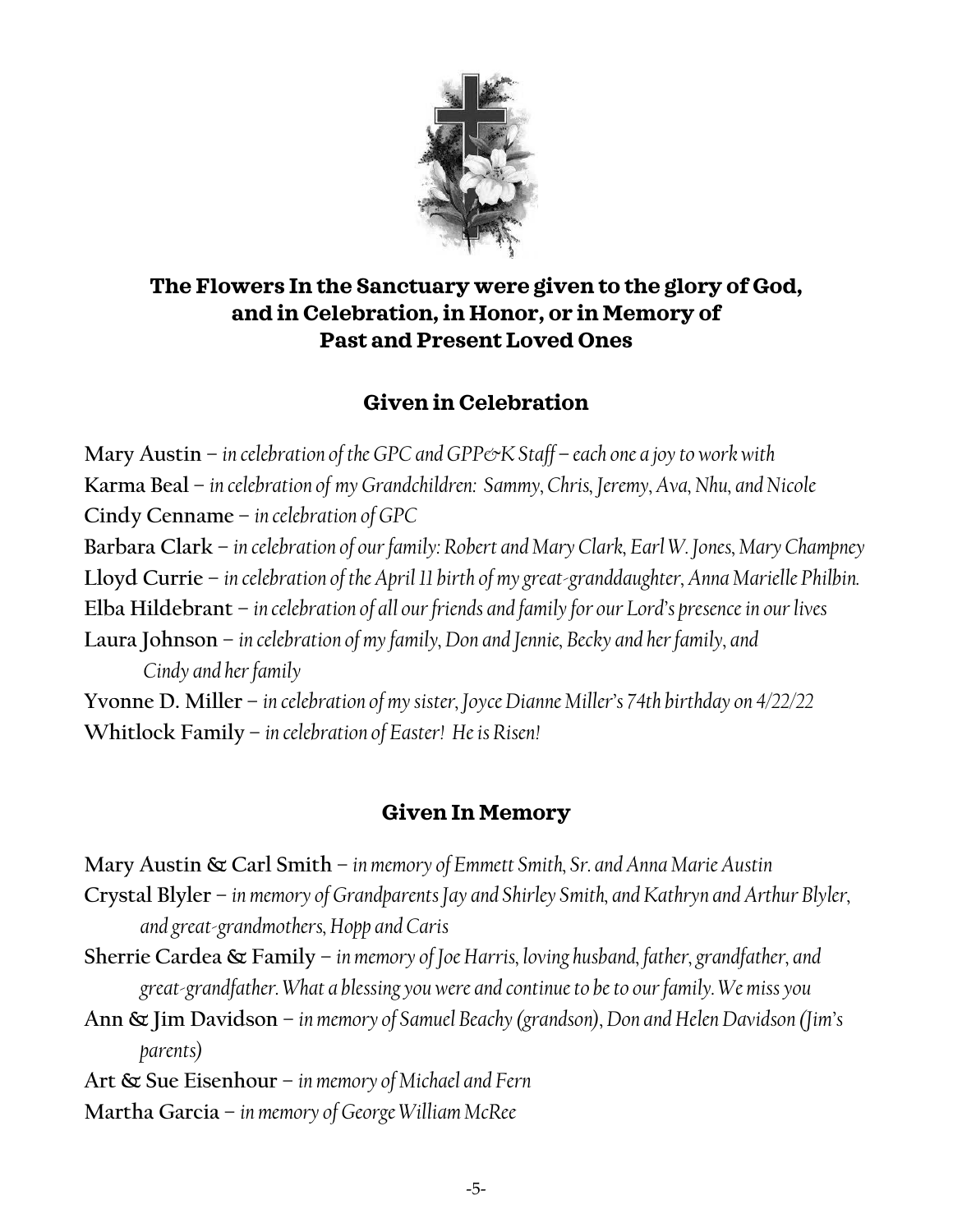## The Flowers In the Sanctuary were given to the glory of God, and in Celebration, in Honor, or in Memory of Past and Present Loved Ones

### Given in Celebration

**Mary Austin** – *in celebration of the GPC and GPP&K Staff – each one a joy to work with*
**Karma Beal** – *in celebration of my Grandchildren: Sammy, Chris, Jeremy, Ava, Nhu, and Nicole*
**Cindy Cenname** – *in celebration of GPC*
**Barbara Clark** – *in celebration of our family: Robert and Mary Clark, Earl W. Jones, Mary Champney*
**Lloyd Currie** – *in celebration of the April 11 birth of my great-granddaughter, Anna Marielle Philbin.*
**Elba Hildebrant** – *in celebration of all our friends and family for our Lord's presence in our lives*
**Laura Johnson** – *in celebration of my family, Don and Jennie, Becky and her family, and Cindy and her family*
**Yvonne D. Miller** – *in celebration of my sister, Joyce Dianne Miller's 74th birthday on 4/22/22*
**Whitlock Family** – *in celebration of Easter! He is Risen!*

### Given In Memory

**Mary Austin & Carl Smith** – *in memory of Emmett Smith, Sr. and Anna Marie Austin*
**Crystal Blyler** – *in memory of Grandparents Jay and Shirley Smith, and Kathryn and Arthur Blyler, and great-grandmothers, Hopp and Caris*
**Sherrie Cardea & Family** – *in memory of Joe Harris, loving husband, father, grandfather, and great-grandfather. What a blessing you were and continue to be to our family. We miss you*
**Ann & Jim Davidson** – *in memory of Samuel Beachy (grandson), Don and Helen Davidson (Jim's parents)*
**Art & Sue Eisenhour** – *in memory of Michael and Fern*
**Martha Garcia** – *in memory of George William McRee*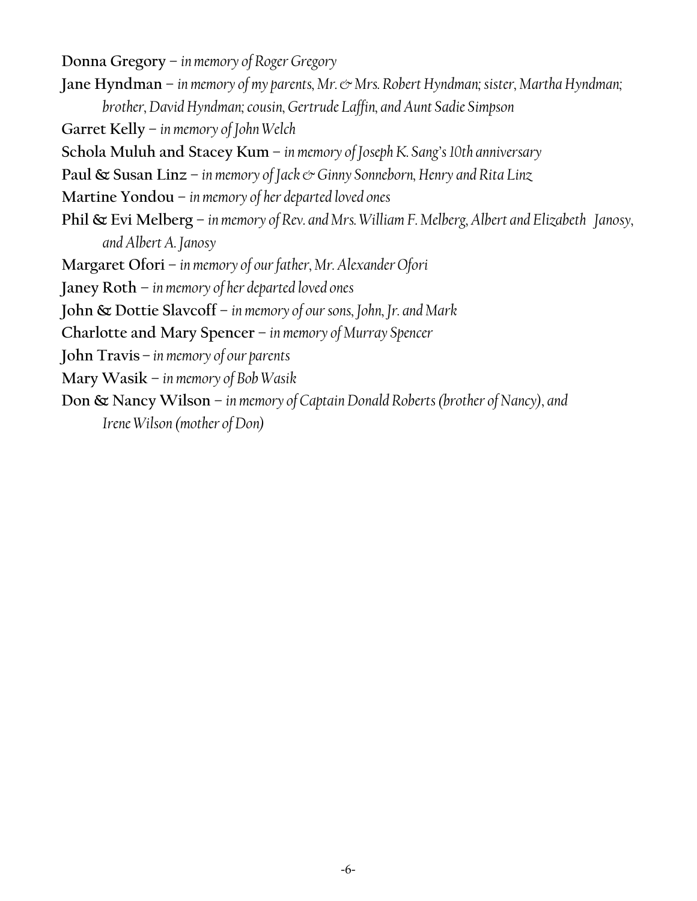**Donna Gregory** – *in memory of Roger Gregory*

**Jane Hyndman** – *in memory of my parents, Mr. & Mrs. Robert Hyndman; sister, Martha Hyndman; brother, David Hyndman; cousin, Gertrude Laffin, and Aunt Sadie Simpson*

**Garret Kelly** – *in memory of John Welch*

**Schola Muluh and Stacey Kum** – *in memory of Joseph K. Sang's 10th anniversary*

**Paul & Susan Linz** – *in memory of Jack & Ginny Sonneborn, Henry and Rita Linz*

**Martine Yondou** – *in memory of her departed loved ones*

**Phil & Evi Melberg** – *in memory of Rev. and Mrs. William F. Melberg, Albert and Elizabeth Janosy, and Albert A. Janosy*

**Margaret Ofori** – *in memory of our father, Mr. Alexander Ofori*

**Janey Roth** – *in memory of her departed loved ones*

**John & Dottie Slavcoff** – *in memory of our sons, John, Jr. and Mark*

**Charlotte and Mary Spencer** – *in memory of Murray Spencer*

**John Travis** – *in memory of our parents*

**Mary Wasik** – *in memory of Bob Wasik*

**Don & Nancy Wilson** – *in memory of Captain Donald Roberts (brother of Nancy), and Irene Wilson (mother of Don)*